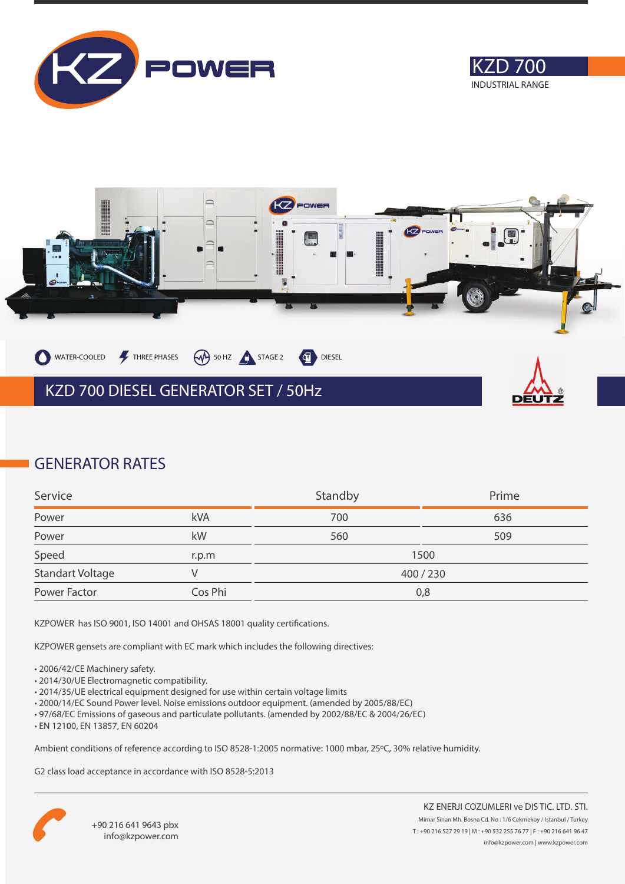KZ POWER

# KZD 700

INDUSTRIAL RANGE

WATER-COOLED | THREE PHASES | 50 HZ | STAGE 2 | DIESEL

## KZD 700 DIESEL GENERATOR SET / 50Hz

DEUTZ

## GENERATOR RATES

| Service | | Standby | Prime |
|---|---|---|---|
| Power | kVA | 700 | 636 |
| Power | kW | 560 | 509 |
| Speed | r.p.m | 1500 | |
| Standart Voltage | V | 400 / 230 | |
| Power Factor | Cos Phi | 0,8 | |

KZPOWER has ISO 9001, ISO 14001 and OHSAS 18001 quality certifications.

KZPOWER gensets are compliant with EC mark which includes the following directives:

- 2006/42/CE Machinery safety.
- 2014/30/UE Electromagnetic compatibility.
- 2014/35/UE electrical equipment designed for use within certain voltage limits
- 2000/14/EC Sound Power level. Noise emissions outdoor equipment. (amended by 2005/88/EC)
- 97/68/EC Emissions of gaseous and particulate pollutants. (amended by 2002/88/EC & 2004/26/EC)
- EN 12100, EN 13857, EN 60204

Ambient conditions of reference according to ISO 8528-1:2005 normative: 1000 mbar, 25ºC, 30% relative humidity.

G2 class load acceptance in accordance with ISO 8528-5:2013

+90 216 641 9643 pbx
info@kzpower.com

KZ ENERJI COZUMLERI ve DIS TIC. LTD. STI.
Mimar Sinan Mh. Bosna Cd. No : 1/6 Cekmekoy / Istanbul / Turkey
T : +90 216 527 29 19 | M : +90 532 255 76 77 | F : +90 216 641 96 47
info@kzpower.com | www.kzpower.com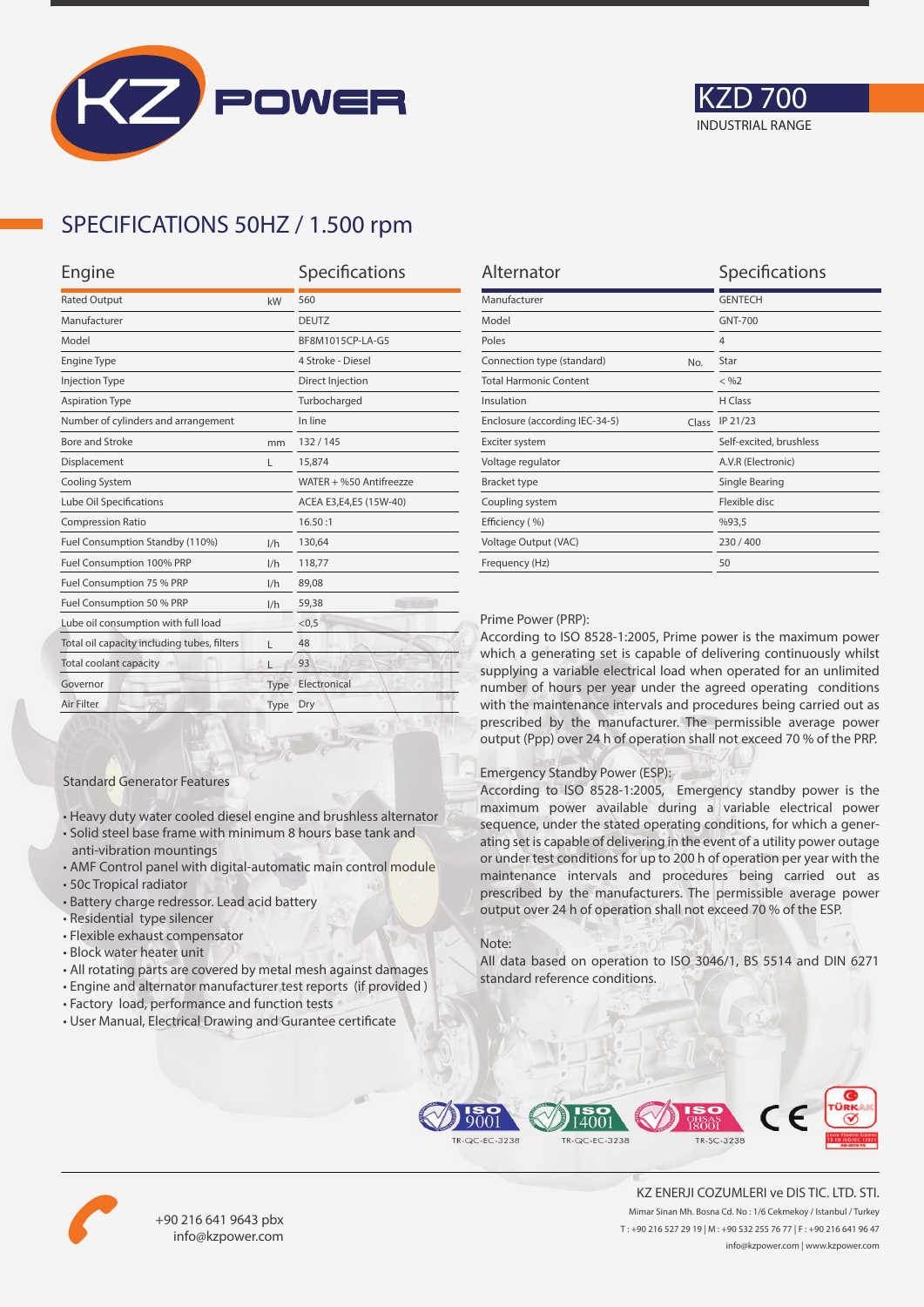# KZD 700

INDUSTRIAL RANGE

## SPECIFICATIONS 50HZ / 1.500 rpm

| Engine | | Specifications |
|---|---|---|
| Rated Output | kW | 560 |
| Manufacturer | | DEUTZ |
| Model | | BF8M1015CP-LA-G5 |
| Engine Type | | 4 Stroke - Diesel |
| Injection Type | | Direct Injection |
| Aspiration Type | | Turbocharged |
| Number of cylinders and arrangement | | In line |
| Bore and Stroke | mm | 132 / 145 |
| Displacement | L | 15,874 |
| Cooling System | | WATER + %50 Antifreezze |
| Lube Oil Specifications | | ACEA E3,E4,E5 (15W-40) |
| Compression Ratio | | 16.50 :1 |
| Fuel Consumption Standby (110%) | l/h | 130,64 |
| Fuel Consumption 100% PRP | l/h | 118,77 |
| Fuel Consumption 75 % PRP | l/h | 89,08 |
| Fuel Consumption 50 % PRP | l/h | 59,38 |
| Lube oil consumption with full load | | <0,5 |
| Total oil capacity including tubes, filters | L | 48 |
| Total coolant capacity | L | 93 |
| Governor | Type | Electronical |
| Air Filter | Type | Dry |

| Alternator | | Specifications |
|---|---|---|
| Manufacturer | | GENTECH |
| Model | | GNT-700 |
| Poles | | 4 |
| Connection type (standard) | No. | Star |
| Total Harmonic Content | | < %2 |
| Insulation | | H Class |
| Enclosure (according IEC-34-5) | Class | IP 21/23 |
| Exciter system | | Self-excited, brushless |
| Voltage regulator | | A.V.R (Electronic) |
| Bracket type | | Single Bearing |
| Coupling system | | Flexible disc |
| Efficiency ( %) | | %93,5 |
| Voltage Output (VAC) | | 230 / 400 |
| Frequency (Hz) | | 50 |

Prime Power (PRP):
According to ISO 8528-1:2005, Prime power is the maximum power which a generating set is capable of delivering continuously whilst supplying a variable electrical load when operated for an unlimited number of hours per year under the agreed operating conditions with the maintenance intervals and procedures being carried out as prescribed by the manufacturer. The permissible average power output (Ppp) over 24 h of operation shall not exceed 70 % of the PRP.

Emergency Standby Power (ESP):
According to ISO 8528-1:2005, Emergency standby power is the maximum power available during a variable electrical power sequence, under the stated operating conditions, for which a generating set is capable of delivering in the event of a utility power outage or under test conditions for up to 200 h of operation per year with the maintenance intervals and procedures being carried out as prescribed by the manufacturers. The permissible average power output over 24 h of operation shall not exceed 70 % of the ESP.

Note:
All data based on operation to ISO 3046/1, BS 5514 and DIN 6271 standard reference conditions.

### Standard Generator Features

- Heavy duty water cooled diesel engine and brushless alternator
- Solid steel base frame with minimum 8 hours base tank and anti-vibration mountings
- AMF Control panel with digital-automatic main control module
- 50c Tropical radiator
- Battery charge redressor. Lead acid battery
- Residential type silencer
- Flexible exhaust compensator
- Block water heater unit
- All rotating parts are covered by metal mesh against damages
- Engine and alternator manufacturer test reports (if provided )
- Factory load, performance and function tests
- User Manual, Electrical Drawing and Gurantee certificate

ISO 9001 TR-QC-EC-3238 | ISO 14001 TR-QC-EC-3238 | ISO OHSAS 18001 TR-SC-3238 | CE | TÜRKAK

+90 216 641 9643 pbx
info@kzpower.com

KZ ENERJI COZUMLERI ve DIS TIC. LTD. STI.
Mimar Sinan Mh. Bosna Cd. No : 1/6 Cekmekoy / Istanbul / Turkey
T : +90 216 527 29 19 | M : +90 532 255 76 77 | F : +90 216 641 96 47
info@kzpower.com | www.kzpower.com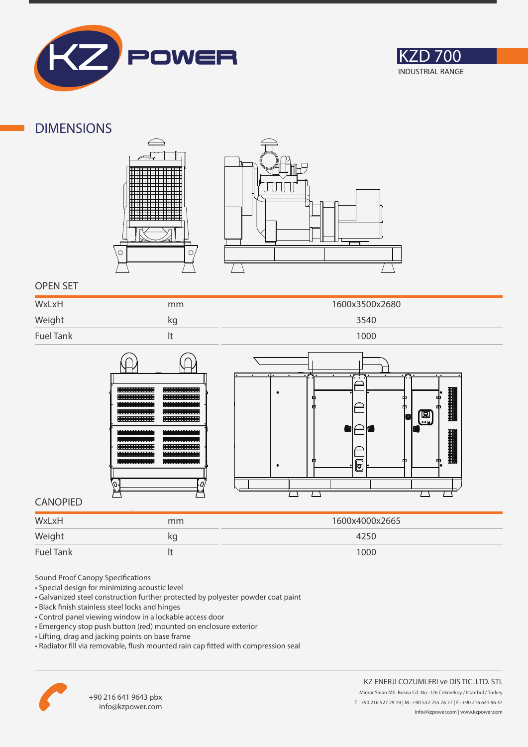KZ POWER

KZD 700
INDUSTRIAL RANGE

## DIMENSIONS

### OPEN SET

| | | |
|---|---|---|
| WxLxH | mm | 1600x3500x2680 |
| Weight | kg | 3540 |
| Fuel Tank | lt | 1000 |

### CANOPIED

| | | |
|---|---|---|
| WxLxH | mm | 1600x4000x2665 |
| Weight | kg | 4250 |
| Fuel Tank | lt | 1000 |

Sound Proof Canopy Specifications

- Special design for minimizing acoustic level
- Galvanized steel construction further protected by polyester powder coat paint
- Black finish stainless steel locks and hinges
- Control panel viewing window in a lockable access door
- Emergency stop push button (red) mounted on enclosure exterior
- Lifting, drag and jacking points on base frame
- Radiator fill via removable, flush mounted rain cap fitted with compression seal

+90 216 641 9643 pbx
info@kzpower.com

KZ ENERJI COZUMLERI ve DIS TIC. LTD. STI.
Mimar Sinan Mh. Bosna Cd. No : 1/6 Cekmekoy / Istanbul / Turkey
T : +90 216 527 29 19 | M : +90 532 255 76 77 | F : +90 216 641 96 47
info@kzpower.com | www.kzpower.com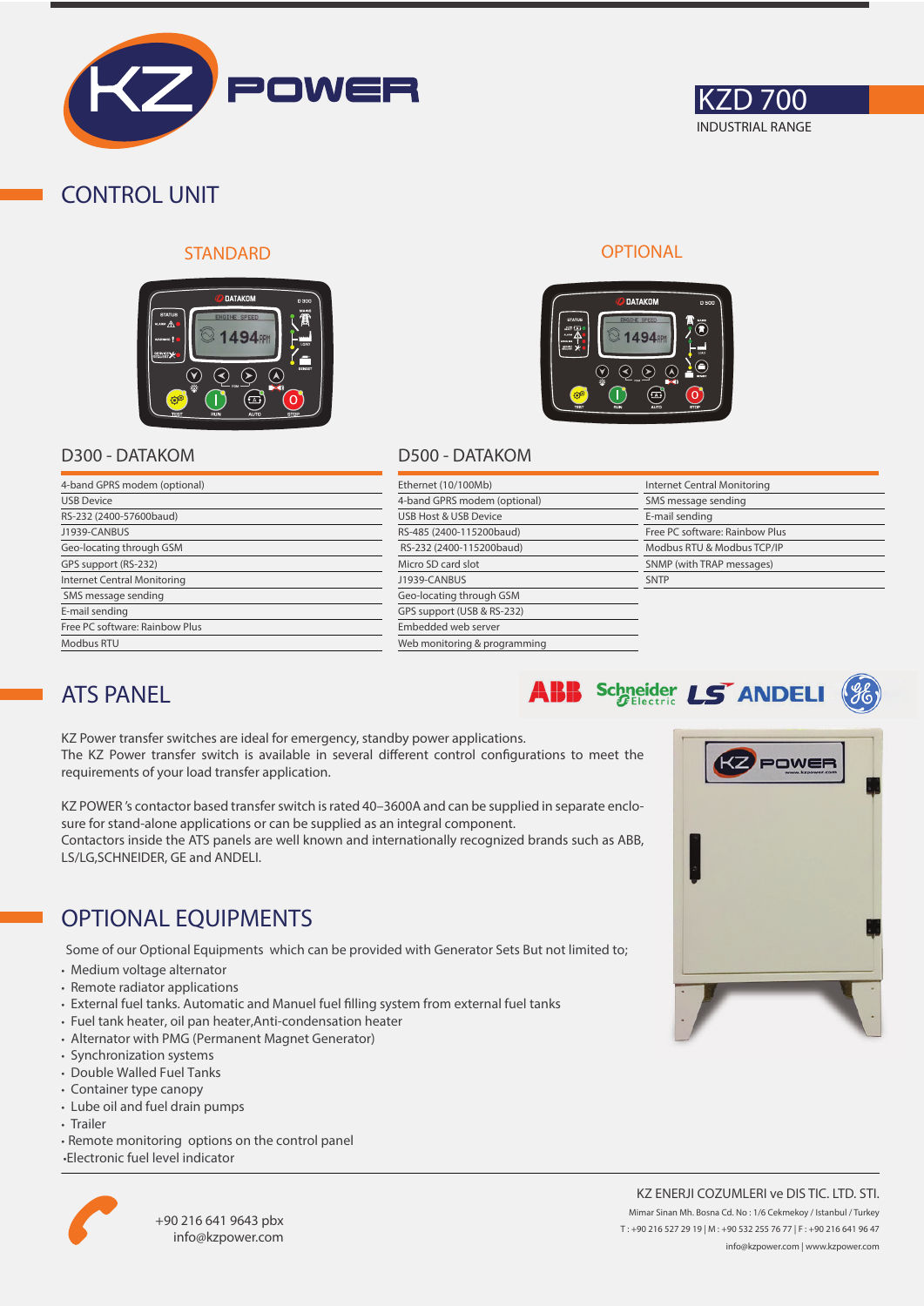KZD 700

INDUSTRIAL RANGE

## CONTROL UNIT

STANDARD

OPTIONAL

### D300 - DATAKOM

| |
|---|
| 4-band GPRS modem (optional) |
| USB Device |
| RS-232 (2400-57600baud) |
| J1939-CANBUS |
| Geo-locating through GSM |
| GPS support (RS-232) |
| Internet Central Monitoring |
| SMS message sending |
| E-mail sending |
| Free PC software: Rainbow Plus |
| Modbus RTU |

### D500 - DATAKOM

| | |
|---|---|
| Ethernet (10/100Mb) | Internet Central Monitoring |
| 4-band GPRS modem (optional) | SMS message sending |
| USB Host & USB Device | E-mail sending |
| RS-485 (2400-115200baud) | Free PC software: Rainbow Plus |
| RS-232 (2400-115200baud) | Modbus RTU & Modbus TCP/IP |
| Micro SD card slot | SNMP (with TRAP messages) |
| J1939-CANBUS | SNTP |
| Geo-locating through GSM | |
| GPS support (USB & RS-232) | |
| Embedded web server | |
| Web monitoring & programming | |

## ATS PANEL

KZ Power transfer switches are ideal for emergency, standby power applications.
The KZ Power transfer switch is available in several different control configurations to meet the requirements of your load transfer application.

KZ POWER 's contactor based transfer switch is rated 40–3600A and can be supplied in separate enclosure for stand-alone applications or can be supplied as an integral component.
Contactors inside the ATS panels are well known and internationally recognized brands such as ABB, LS/LG,SCHNEIDER, GE and ANDELI.

## OPTIONAL EQUIPMENTS

Some of our Optional Equipments which can be provided with Generator Sets But not limited to;

- Medium voltage alternator
- Remote radiator applications
- External fuel tanks. Automatic and Manuel fuel filling system from external fuel tanks
- Fuel tank heater, oil pan heater,Anti-condensation heater
- Alternator with PMG (Permanent Magnet Generator)
- Synchronization systems
- Double Walled Fuel Tanks
- Container type canopy
- Lube oil and fuel drain pumps
- Trailer
- Remote monitoring options on the control panel
- Electronic fuel level indicator

+90 216 641 9643 pbx
info@kzpower.com

KZ ENERJI COZUMLERI ve DIS TIC. LTD. STI.
Mimar Sinan Mh. Bosna Cd. No : 1/6 Cekmekoy / Istanbul / Turkey
T : +90 216 527 29 19 | M : +90 532 255 76 77 | F : +90 216 641 96 47
info@kzpower.com | www.kzpower.com